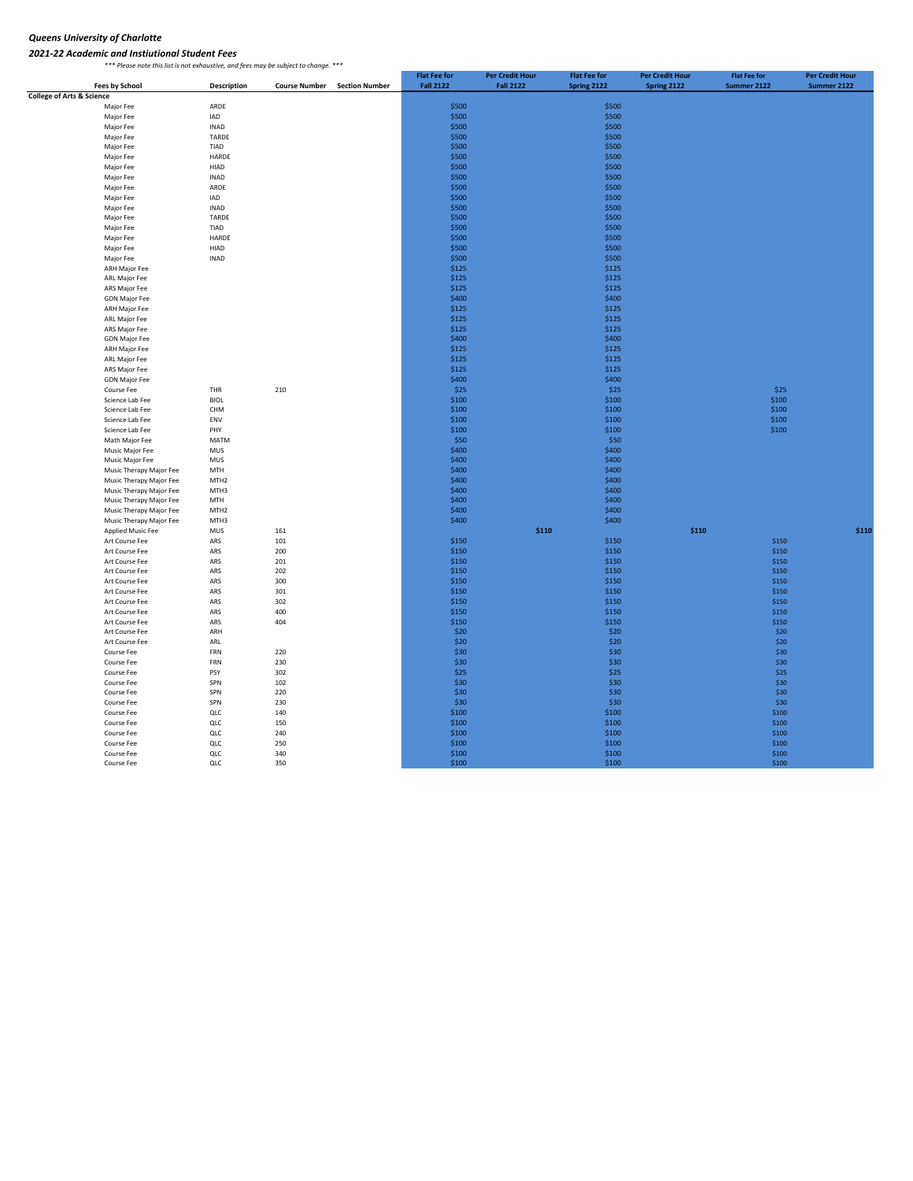*Queens University of Charlotte*

*2021-22 Academic and Instiutional Student Fees*

*\*\*\* Please note this list is not exhaustive, and fees may be subject to change. \*\*\**

| Fees by School | Description | Course Number | Section Number | Flat Fee for Fall 2122 | Per Credit Hour Fall 2122 | Flat Fee for Spring 2122 | Per Credit Hour Spring 2122 | Flat Fee for Summer 2122 | Per Credit Hour Summer 2122 |
|---|---|---|---|---|---|---|---|---|---|
| **College of Arts & Science** | | | | | | | | | |
| Major Fee | ARDE | | | $500 | | $500 | | | |
| Major Fee | IAD | | | $500 | | $500 | | | |
| Major Fee | INAD | | | $500 | | $500 | | | |
| Major Fee | TARDE | | | $500 | | $500 | | | |
| Major Fee | TIAD | | | $500 | | $500 | | | |
| Major Fee | HARDE | | | $500 | | $500 | | | |
| Major Fee | HIAD | | | $500 | | $500 | | | |
| Major Fee | INAD | | | $500 | | $500 | | | |
| Major Fee | ARDE | | | $500 | | $500 | | | |
| Major Fee | IAD | | | $500 | | $500 | | | |
| Major Fee | INAD | | | $500 | | $500 | | | |
| Major Fee | TARDE | | | $500 | | $500 | | | |
| Major Fee | TIAD | | | $500 | | $500 | | | |
| Major Fee | HARDE | | | $500 | | $500 | | | |
| Major Fee | HIAD | | | $500 | | $500 | | | |
| Major Fee | INAD | | | $500 | | $500 | | | |
| ARH Major Fee | | | | $125 | | $125 | | | |
| ARL Major Fee | | | | $125 | | $125 | | | |
| ARS Major Fee | | | | $125 | | $125 | | | |
| GDN Major Fee | | | | $400 | | $400 | | | |
| ARH Major Fee | | | | $125 | | $125 | | | |
| ARL Major Fee | | | | $125 | | $125 | | | |
| ARS Major Fee | | | | $125 | | $125 | | | |
| GDN Major Fee | | | | $400 | | $400 | | | |
| ARH Major Fee | | | | $125 | | $125 | | | |
| ARL Major Fee | | | | $125 | | $125 | | | |
| ARS Major Fee | | | | $125 | | $125 | | | |
| GDN Major Fee | | | | $400 | | $400 | | | |
| Course Fee | THR | 210 | | $25 | | $25 | | $25 | |
| Science Lab Fee | BIOL | | | $100 | | $100 | | $100 | |
| Science Lab Fee | CHM | | | $100 | | $100 | | $100 | |
| Science Lab Fee | ENV | | | $100 | | $100 | | $100 | |
| Science Lab Fee | PHY | | | $100 | | $100 | | $100 | |
| Math Major Fee | MATM | | | $50 | | $50 | | | |
| Music Major Fee | MUS | | | $400 | | $400 | | | |
| Music Major Fee | MUS | | | $400 | | $400 | | | |
| Music Therapy Major Fee | MTH | | | $400 | | $400 | | | |
| Music Therapy Major Fee | MTH2 | | | $400 | | $400 | | | |
| Music Therapy Major Fee | MTH3 | | | $400 | | $400 | | | |
| Music Therapy Major Fee | MTH | | | $400 | | $400 | | | |
| Music Therapy Major Fee | MTH2 | | | $400 | | $400 | | | |
| Music Therapy Major Fee | MTH3 | | | $400 | | $400 | | | |
| Applied Music Fee | MUS | 161 | | | $110 | | $110 | | $110 |
| Art Course Fee | ARS | 101 | | $150 | | $150 | | $150 | |
| Art Course Fee | ARS | 200 | | $150 | | $150 | | $150 | |
| Art Course Fee | ARS | 201 | | $150 | | $150 | | $150 | |
| Art Course Fee | ARS | 202 | | $150 | | $150 | | $150 | |
| Art Course Fee | ARS | 300 | | $150 | | $150 | | $150 | |
| Art Course Fee | ARS | 301 | | $150 | | $150 | | $150 | |
| Art Course Fee | ARS | 302 | | $150 | | $150 | | $150 | |
| Art Course Fee | ARS | 400 | | $150 | | $150 | | $150 | |
| Art Course Fee | ARS | 404 | | $150 | | $150 | | $150 | |
| Art Course Fee | ARH | | | $20 | | $20 | | $20 | |
| Art Course Fee | ARL | | | $20 | | $20 | | $20 | |
| Course Fee | FRN | 220 | | $30 | | $30 | | $30 | |
| Course Fee | FRN | 230 | | $30 | | $30 | | $30 | |
| Course Fee | PSY | 302 | | $25 | | $25 | | $25 | |
| Course Fee | SPN | 102 | | $30 | | $30 | | $30 | |
| Course Fee | SPN | 220 | | $30 | | $30 | | $30 | |
| Course Fee | SPN | 230 | | $30 | | $30 | | $30 | |
| Course Fee | QLC | 140 | | $100 | | $100 | | $100 | |
| Course Fee | QLC | 150 | | $100 | | $100 | | $100 | |
| Course Fee | QLC | 240 | | $100 | | $100 | | $100 | |
| Course Fee | QLC | 250 | | $100 | | $100 | | $100 | |
| Course Fee | QLC | 340 | | $100 | | $100 | | $100 | |
| Course Fee | QLC | 350 | | $100 | | $100 | | $100 | |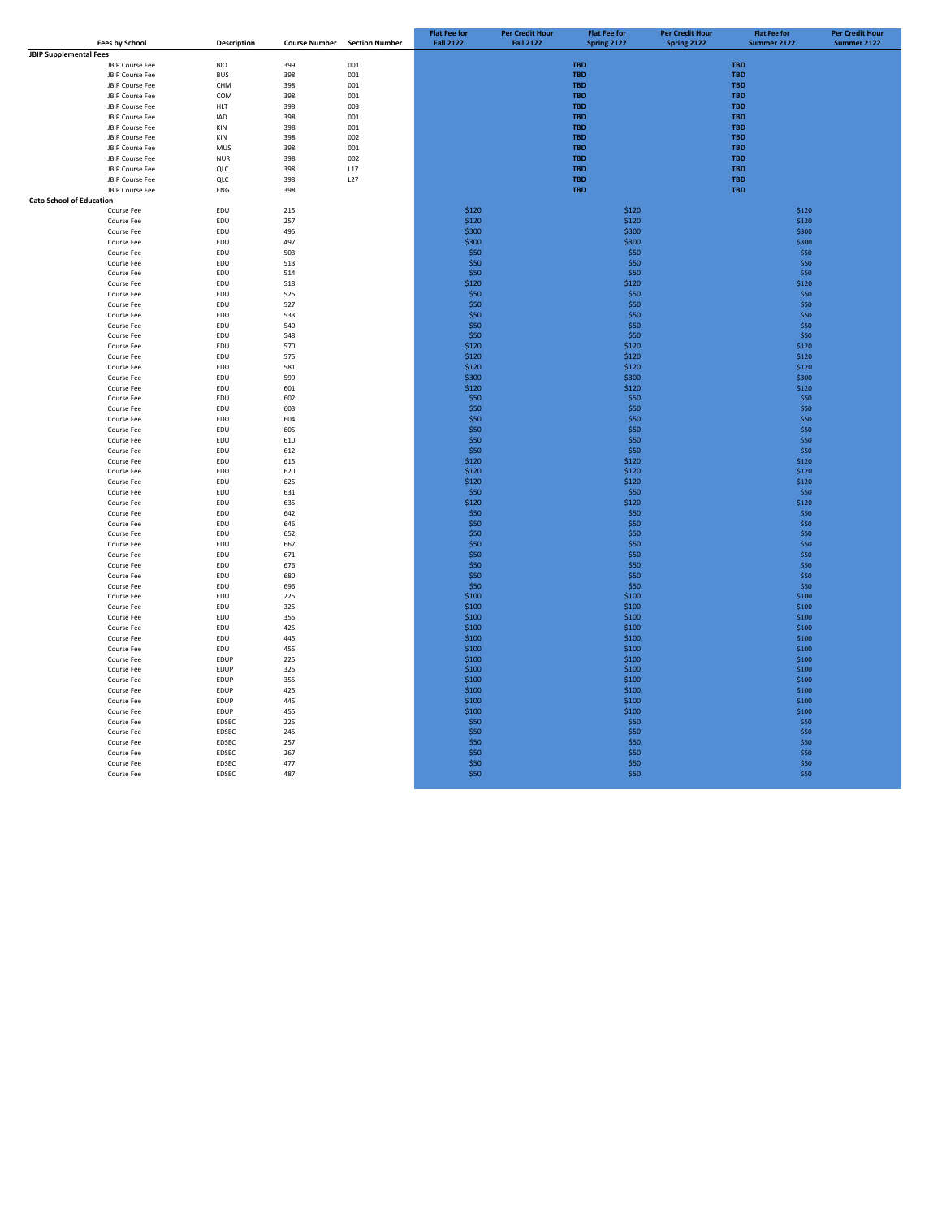| Fees by School | Description | Course Number | Section Number | Flat Fee for Fall 2122 | Per Credit Hour Fall 2122 | Flat Fee for Spring 2122 | Per Credit Hour Spring 2122 | Flat Fee for Summer 2122 | Per Credit Hour Summer 2122 |
|---|---|---|---|---|---|---|---|---|---|
| **JBIP Supplemental Fees** | | | | | | | | | |
| JBIP Course Fee | BIO | 399 | 001 | | | **TBD** | | **TBD** | |
| JBIP Course Fee | BUS | 398 | 001 | | | **TBD** | | **TBD** | |
| JBIP Course Fee | CHM | 398 | 001 | | | **TBD** | | **TBD** | |
| JBIP Course Fee | COM | 398 | 001 | | | **TBD** | | **TBD** | |
| JBIP Course Fee | HLT | 398 | 003 | | | **TBD** | | **TBD** | |
| JBIP Course Fee | IAD | 398 | 001 | | | **TBD** | | **TBD** | |
| JBIP Course Fee | KIN | 398 | 001 | | | **TBD** | | **TBD** | |
| JBIP Course Fee | KIN | 398 | 002 | | | **TBD** | | **TBD** | |
| JBIP Course Fee | MUS | 398 | 001 | | | **TBD** | | **TBD** | |
| JBIP Course Fee | NUR | 398 | 002 | | | **TBD** | | **TBD** | |
| JBIP Course Fee | QLC | 398 | L17 | | | **TBD** | | **TBD** | |
| JBIP Course Fee | QLC | 398 | L27 | | | **TBD** | | **TBD** | |
| JBIP Course Fee | ENG | 398 | | | | **TBD** | | **TBD** | |
| **Cato School of Education** | | | | | | | | | |
| Course Fee | EDU | 215 | | $120 | | $120 | | $120 | |
| Course Fee | EDU | 257 | | $120 | | $120 | | $120 | |
| Course Fee | EDU | 495 | | $300 | | $300 | | $300 | |
| Course Fee | EDU | 497 | | $300 | | $300 | | $300 | |
| Course Fee | EDU | 503 | | $50 | | $50 | | $50 | |
| Course Fee | EDU | 513 | | $50 | | $50 | | $50 | |
| Course Fee | EDU | 514 | | $50 | | $50 | | $50 | |
| Course Fee | EDU | 518 | | $120 | | $120 | | $120 | |
| Course Fee | EDU | 525 | | $50 | | $50 | | $50 | |
| Course Fee | EDU | 527 | | $50 | | $50 | | $50 | |
| Course Fee | EDU | 533 | | $50 | | $50 | | $50 | |
| Course Fee | EDU | 540 | | $50 | | $50 | | $50 | |
| Course Fee | EDU | 548 | | $50 | | $50 | | $50 | |
| Course Fee | EDU | 570 | | $120 | | $120 | | $120 | |
| Course Fee | EDU | 575 | | $120 | | $120 | | $120 | |
| Course Fee | EDU | 581 | | $120 | | $120 | | $120 | |
| Course Fee | EDU | 599 | | $300 | | $300 | | $300 | |
| Course Fee | EDU | 601 | | $120 | | $120 | | $120 | |
| Course Fee | EDU | 602 | | $50 | | $50 | | $50 | |
| Course Fee | EDU | 603 | | $50 | | $50 | | $50 | |
| Course Fee | EDU | 604 | | $50 | | $50 | | $50 | |
| Course Fee | EDU | 605 | | $50 | | $50 | | $50 | |
| Course Fee | EDU | 610 | | $50 | | $50 | | $50 | |
| Course Fee | EDU | 612 | | $50 | | $50 | | $50 | |
| Course Fee | EDU | 615 | | $120 | | $120 | | $120 | |
| Course Fee | EDU | 620 | | $120 | | $120 | | $120 | |
| Course Fee | EDU | 625 | | $120 | | $120 | | $120 | |
| Course Fee | EDU | 631 | | $50 | | $50 | | $50 | |
| Course Fee | EDU | 635 | | $120 | | $120 | | $120 | |
| Course Fee | EDU | 642 | | $50 | | $50 | | $50 | |
| Course Fee | EDU | 646 | | $50 | | $50 | | $50 | |
| Course Fee | EDU | 652 | | $50 | | $50 | | $50 | |
| Course Fee | EDU | 667 | | $50 | | $50 | | $50 | |
| Course Fee | EDU | 671 | | $50 | | $50 | | $50 | |
| Course Fee | EDU | 676 | | $50 | | $50 | | $50 | |
| Course Fee | EDU | 680 | | $50 | | $50 | | $50 | |
| Course Fee | EDU | 696 | | $50 | | $50 | | $50 | |
| Course Fee | EDU | 225 | | $100 | | $100 | | $100 | |
| Course Fee | EDU | 325 | | $100 | | $100 | | $100 | |
| Course Fee | EDU | 355 | | $100 | | $100 | | $100 | |
| Course Fee | EDU | 425 | | $100 | | $100 | | $100 | |
| Course Fee | EDU | 445 | | $100 | | $100 | | $100 | |
| Course Fee | EDU | 455 | | $100 | | $100 | | $100 | |
| Course Fee | EDUP | 225 | | $100 | | $100 | | $100 | |
| Course Fee | EDUP | 325 | | $100 | | $100 | | $100 | |
| Course Fee | EDUP | 355 | | $100 | | $100 | | $100 | |
| Course Fee | EDUP | 425 | | $100 | | $100 | | $100 | |
| Course Fee | EDUP | 445 | | $100 | | $100 | | $100 | |
| Course Fee | EDUP | 455 | | $100 | | $100 | | $100 | |
| Course Fee | EDSEC | 225 | | $50 | | $50 | | $50 | |
| Course Fee | EDSEC | 245 | | $50 | | $50 | | $50 | |
| Course Fee | EDSEC | 257 | | $50 | | $50 | | $50 | |
| Course Fee | EDSEC | 267 | | $50 | | $50 | | $50 | |
| Course Fee | EDSEC | 477 | | $50 | | $50 | | $50 | |
| Course Fee | EDSEC | 487 | | $50 | | $50 | | $50 | |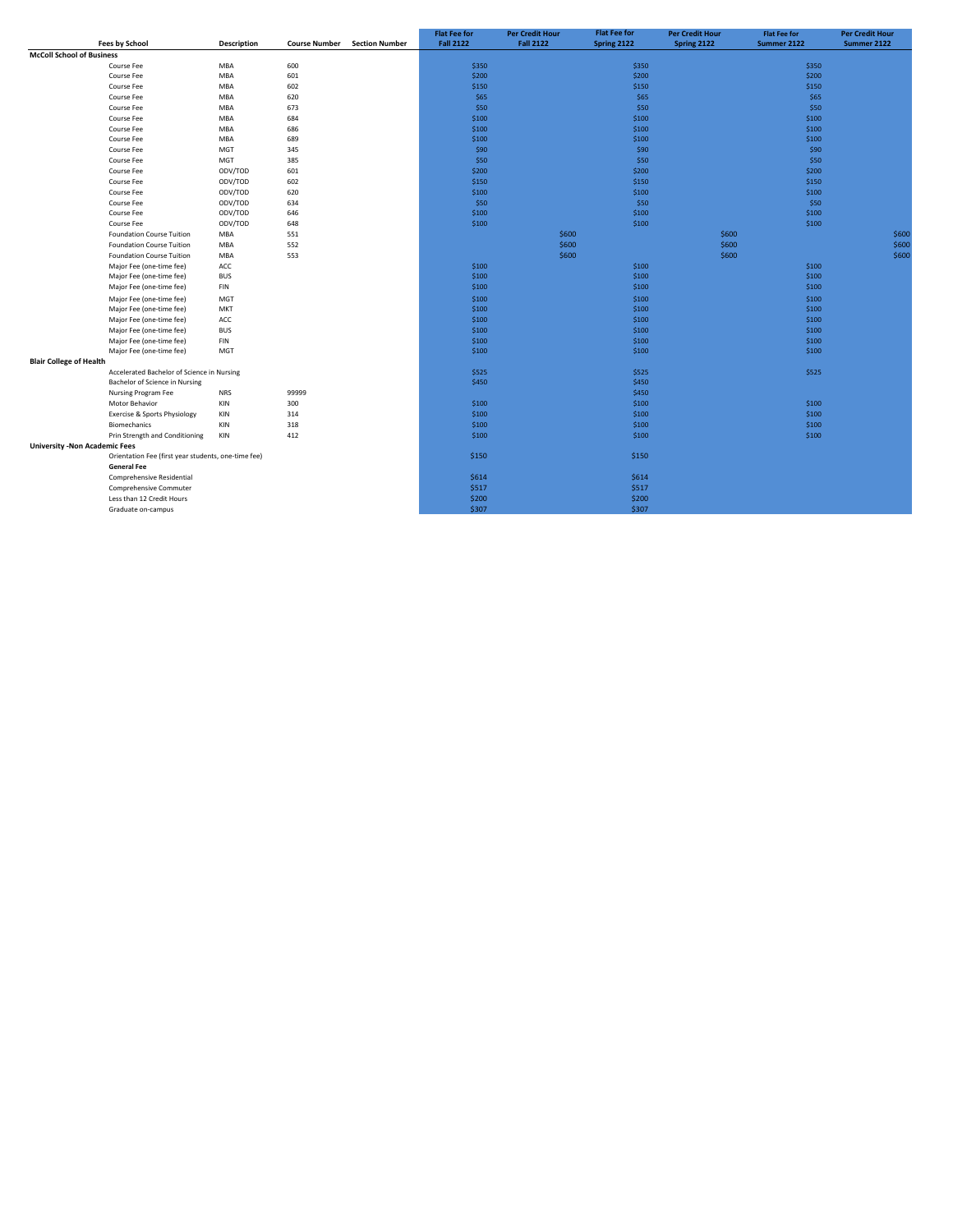| Fees by School | Description | Course Number | Section Number | Flat Fee for Fall 2122 | Per Credit Hour Fall 2122 | Flat Fee for Spring 2122 | Per Credit Hour Spring 2122 | Flat Fee for Summer 2122 | Per Credit Hour Summer 2122 |
|---|---|---|---|---|---|---|---|---|---|
| **McColl School of Business** | | | | | | | | | |
| Course Fee | MBA | 600 | | $350 | | $350 | | $350 | |
| Course Fee | MBA | 601 | | $200 | | $200 | | $200 | |
| Course Fee | MBA | 602 | | $150 | | $150 | | $150 | |
| Course Fee | MBA | 620 | | $65 | | $65 | | $65 | |
| Course Fee | MBA | 673 | | $50 | | $50 | | $50 | |
| Course Fee | MBA | 684 | | $100 | | $100 | | $100 | |
| Course Fee | MBA | 686 | | $100 | | $100 | | $100 | |
| Course Fee | MBA | 689 | | $100 | | $100 | | $100 | |
| Course Fee | MGT | 345 | | $90 | | $90 | | $90 | |
| Course Fee | MGT | 385 | | $50 | | $50 | | $50 | |
| Course Fee | ODV/TOD | 601 | | $200 | | $200 | | $200 | |
| Course Fee | ODV/TOD | 602 | | $150 | | $150 | | $150 | |
| Course Fee | ODV/TOD | 620 | | $100 | | $100 | | $100 | |
| Course Fee | ODV/TOD | 634 | | $50 | | $50 | | $50 | |
| Course Fee | ODV/TOD | 646 | | $100 | | $100 | | $100 | |
| Course Fee | ODV/TOD | 648 | | $100 | | $100 | | $100 | |
| Foundation Course Tuition | MBA | 551 | | | $600 | | $600 | | $600 |
| Foundation Course Tuition | MBA | 552 | | | $600 | | $600 | | $600 |
| Foundation Course Tuition | MBA | 553 | | | $600 | | $600 | | $600 |
| Major Fee (one-time fee) | ACC | | | $100 | | $100 | | $100 | |
| Major Fee (one-time fee) | BUS | | | $100 | | $100 | | $100 | |
| Major Fee (one-time fee) | FIN | | | $100 | | $100 | | $100 | |
| Major Fee (one-time fee) | MGT | | | $100 | | $100 | | $100 | |
| Major Fee (one-time fee) | MKT | | | $100 | | $100 | | $100 | |
| Major Fee (one-time fee) | ACC | | | $100 | | $100 | | $100 | |
| Major Fee (one-time fee) | BUS | | | $100 | | $100 | | $100 | |
| Major Fee (one-time fee) | FIN | | | $100 | | $100 | | $100 | |
| Major Fee (one-time fee) | MGT | | | $100 | | $100 | | $100 | |
| **Blair College of Health** | | | | | | | | | |
| Accelerated Bachelor of Science in Nursing | | | | $525 | | $525 | | $525 | |
| Bachelor of Science in Nursing | | | | $450 | | $450 | | | |
| Nursing Program Fee | NRS | 99999 | | | | $450 | | | |
| Motor Behavior | KIN | 300 | | $100 | | $100 | | $100 | |
| Exercise & Sports Physiology | KIN | 314 | | $100 | | $100 | | $100 | |
| Biomechanics | KIN | 318 | | $100 | | $100 | | $100 | |
| Prin Strength and Conditioning | KIN | 412 | | $100 | | $100 | | $100 | |
| **University -Non Academic Fees** | | | | | | | | | |
| Orientation Fee (first year students, one-time fee) | | | | $150 | | $150 | | | |
| **General Fee** | | | | | | | | | |
| Comprehensive Residential | | | | $614 | | $614 | | | |
| Comprehensive Commuter | | | | $517 | | $517 | | | |
| Less than 12 Credit Hours | | | | $200 | | $200 | | | |
| Graduate on-campus | | | | $307 | | $307 | | | |